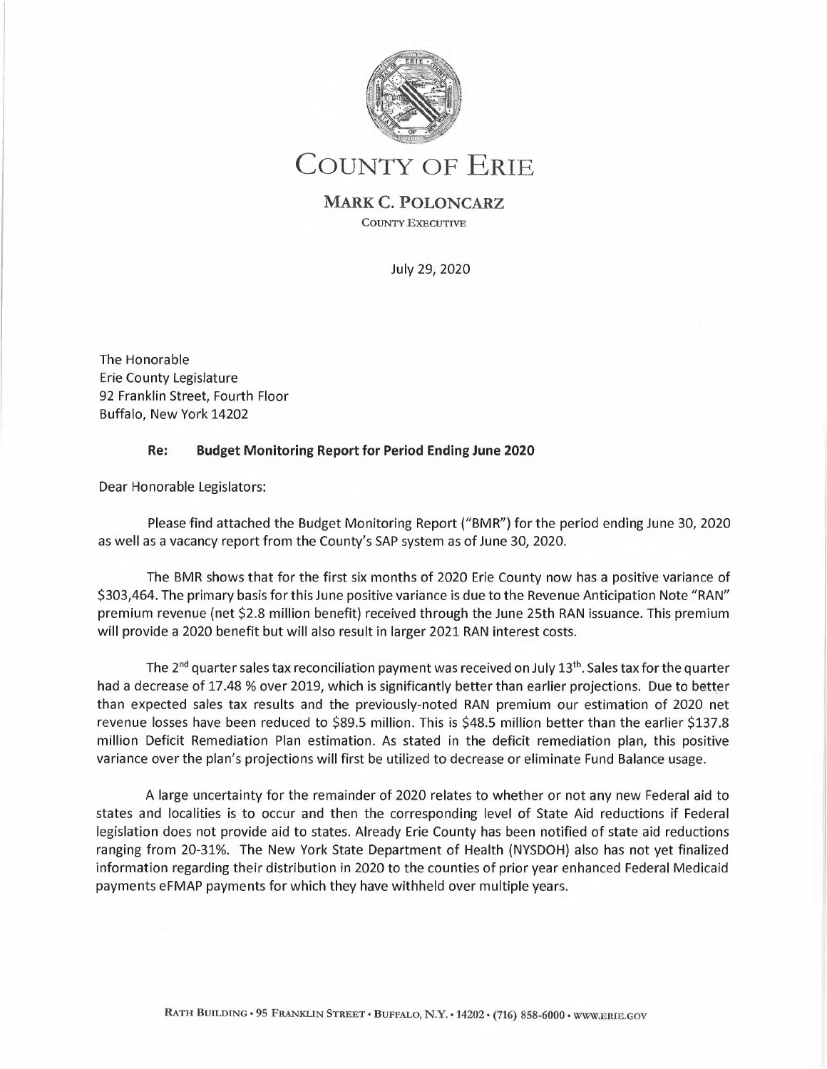# COUNTY OF ERIE

**MARK C. POLONCARZ**

COUNTY EXECUTIVE

July 29, 2020

The Honorable
Erie County Legislature
92 Franklin Street, Fourth Floor
Buffalo, New York 14202

**Re: Budget Monitoring Report for Period Ending June 2020**

Dear Honorable Legislators:

Please find attached the Budget Monitoring Report ("BMR") for the period ending June 30, 2020 as well as a vacancy report from the County's SAP system as of June 30, 2020.

The BMR shows that for the first six months of 2020 Erie County now has a positive variance of $303,464. The primary basis for this June positive variance is due to the Revenue Anticipation Note "RAN" premium revenue (net $2.8 million benefit) received through the June 25th RAN issuance. This premium will provide a 2020 benefit but will also result in larger 2021 RAN interest costs.

The 2nd quarter sales tax reconciliation payment was received on July 13th. Sales tax for the quarter had a decrease of 17.48 % over 2019, which is significantly better than earlier projections. Due to better than expected sales tax results and the previously-noted RAN premium our estimation of 2020 net revenue losses have been reduced to $89.5 million. This is $48.5 million better than the earlier $137.8 million Deficit Remediation Plan estimation. As stated in the deficit remediation plan, this positive variance over the plan's projections will first be utilized to decrease or eliminate Fund Balance usage.

A large uncertainty for the remainder of 2020 relates to whether or not any new Federal aid to states and localities is to occur and then the corresponding level of State Aid reductions if Federal legislation does not provide aid to states. Already Erie County has been notified of state aid reductions ranging from 20-31%. The New York State Department of Health (NYSDOH) also has not yet finalized information regarding their distribution in 2020 to the counties of prior year enhanced Federal Medicaid payments eFMAP payments for which they have withheld over multiple years.

RATH BUILDING • 95 FRANKLIN STREET • BUFFALO, N.Y. • 14202 • (716) 858-6000 • WWW.ERIE.GOV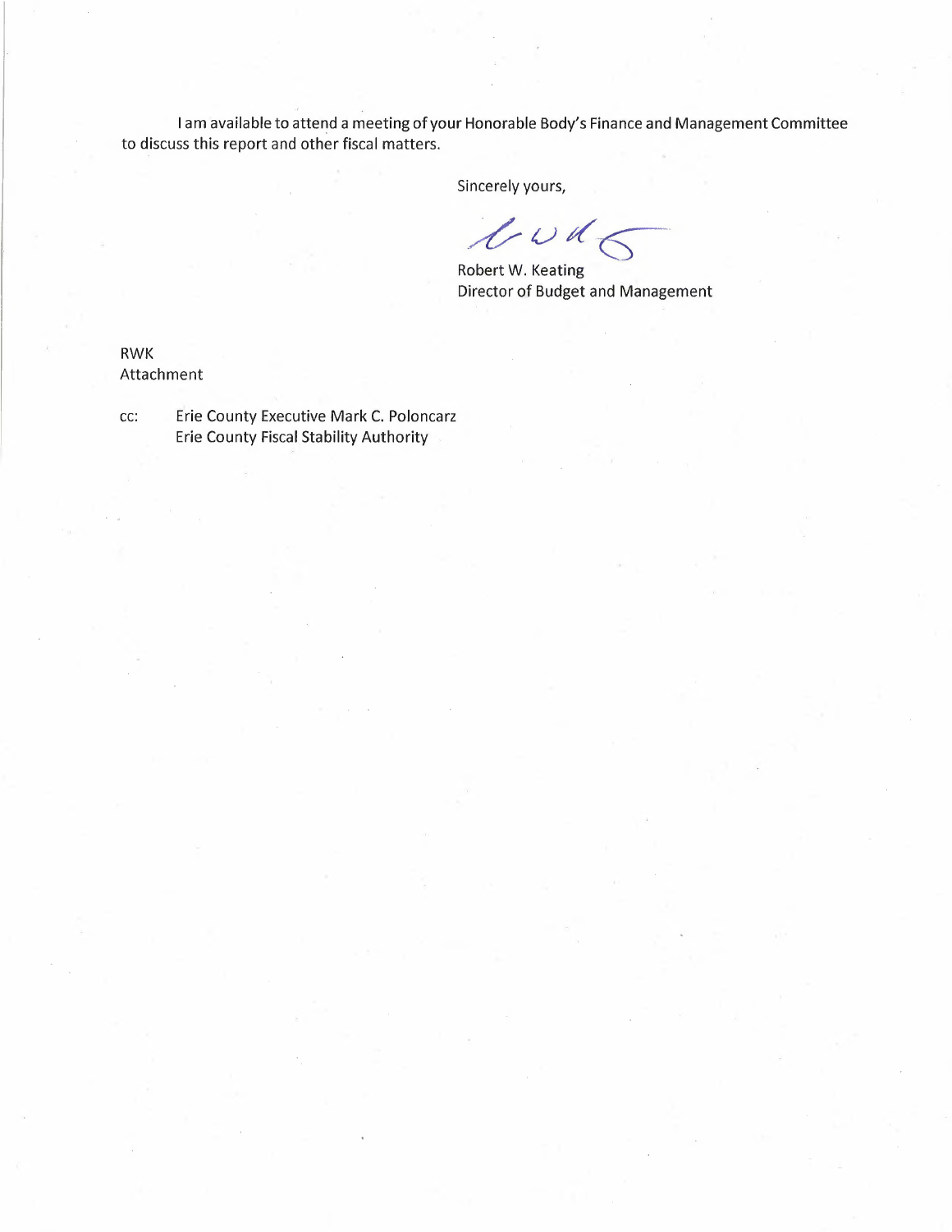I am available to attend a meeting of your Honorable Body's Finance and Management Committee to discuss this report and other fiscal matters.

Sincerely yours,

Robert W. Keating
Director of Budget and Management

RWK
Attachment

cc: Erie County Executive Mark C. Poloncarz
Erie County Fiscal Stability Authority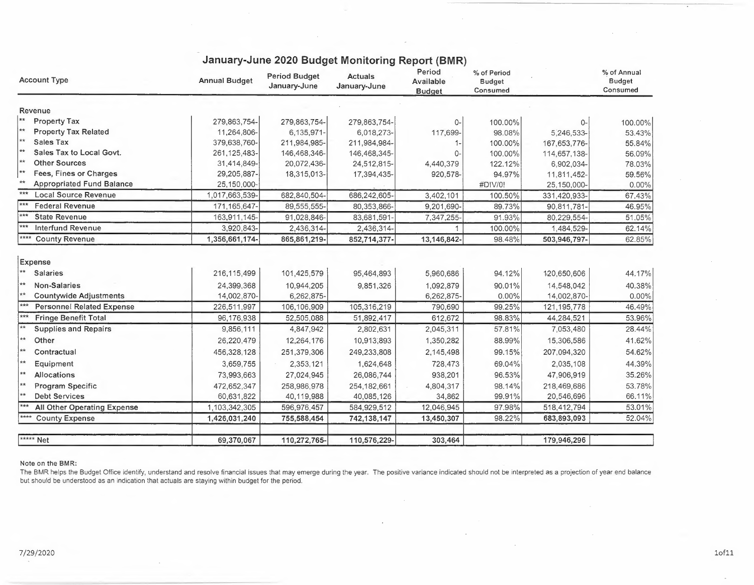# January-June 2020 Budget Monitoring Report (BMR)

| Account Type | Annual Budget | Period Budget January-June | Actuals January-June | Period Available Budget | % of Period Budget Consumed | | % of Annual Budget Consumed |
|---|---|---|---|---|---|---|---|
| **Revenue** | | | | | | | |
| ** Property Tax | 279,863,754- | 279,863,754- | 279,863,754- | 0- | 100.00% | 0- | 100.00% |
| ** Property Tax Related | 11,264,806- | 6,135,971- | 6,018,273- | 117,699- | 98.08% | 5,246,533- | 53.43% |
| ** Sales Tax | 379,638,760- | 211,984,985- | 211,984,984- | 1- | 100.00% | 167,653,776- | 55.84% |
| ** Sales Tax to Local Govt. | 261,125,483- | 146,468,346- | 146,468,345- | 0- | 100.00% | 114,657,138- | 56.09% |
| ** Other Sources | 31,414,849- | 20,072,436- | 24,512,815- | 4,440,379 | 122.12% | 6,902,034- | 78.03% |
| ** Fees, Fines or Charges | 29,205,887- | 18,315,013- | 17,394,435- | 920,578- | 94.97% | 11,811,452- | 59.56% |
| ** Appropriated Fund Balance | 25,150,000- | | | | #DIV/0! | 25,150,000- | 0.00% |
| *** Local Source Revenue | 1,017,663,539- | 682,840,504- | 686,242,605- | 3,402,101 | 100.50% | 331,420,933- | 67.43% |
| *** Federal Revenue | 171,165,647- | 89,555,555- | 80,353,866- | 9,201,690- | 89.73% | 90,811,781- | 46.95% |
| *** State Revenue | 163,911,145- | 91,028,846- | 83,681,591- | 7,347,255- | 91.93% | 80,229,554- | 51.05% |
| *** Interfund Revenue | 3,920,843- | 2,436,314- | 2,436,314- | 1 | 100.00% | 1,484,529- | 62.14% |
| **** County Revenue | **1,356,661,174-** | **865,861,219-** | **852,714,377-** | **13,146,842-** | 98.48% | **503,946,797-** | 62.85% |
| **Expense** | | | | | | | |
| ** Salaries | 216,115,499 | 101,425,579 | 95,464,893 | 5,960,686 | 94.12% | 120,650,606 | 44.17% |
| ** Non-Salaries | 24,399,368 | 10,944,205 | 9,851,326 | 1,092,879 | 90.01% | 14,548,042 | 40.38% |
| ** Countywide Adjustments | 14,002,870- | 6,262,875- | | 6,262,875- | 0.00% | 14,002,870- | 0.00% |
| *** Personnel Related Expense | 226,511,997 | 106,106,909 | 105,316,219 | 790,690 | 99.25% | 121,195,778 | 46.49% |
| *** Fringe Benefit Total | 96,176,938 | 52,505,088 | 51,892,417 | 612,672 | 98.83% | 44,284,521 | 53.96% |
| ** Supplies and Repairs | 9,856,111 | 4,847,942 | 2,802,631 | 2,045,311 | 57.81% | 7,053,480 | 28.44% |
| ** Other | 26,220,479 | 12,264,176 | 10,913,893 | 1,350,282 | 88.99% | 15,306,586 | 41.62% |
| ** Contractual | 456,328,128 | 251,379,306 | 249,233,808 | 2,145,498 | 99.15% | 207,094,320 | 54.62% |
| ** Equipment | 3,659,755 | 2,353,121 | 1,624,648 | 728,473 | 69.04% | 2,035,108 | 44.39% |
| ** Allocations | 73,993,663 | 27,024,945 | 26,086,744 | 938,201 | 96.53% | 47,906,919 | 35.26% |
| ** Program Specific | 472,652,347 | 258,986,978 | 254,182,661 | 4,804,317 | 98.14% | 218,469,686 | 53.78% |
| ** Debt Services | 60,631,822 | 40,119,988 | 40,085,126 | 34,862 | 99.91% | 20,546,696 | 66.11% |
| *** All Other Operating Expense | 1,103,342,305 | 596,976,457 | 584,929,512 | 12,046,945 | 97.98% | 518,412,794 | 53.01% |
| **** County Expense | **1,426,031,240** | **755,588,454** | **742,138,147** | **13,450,307** | 98.22% | **683,893,093** | 52.04% |
| ***** Net | **69,370,067** | **110,272,765-** | **110,576,229-** | **303,464** | | **179,946,296** | |

Note on the BMR:

The BMR helps the Budget Office identify, understand and resolve financial issues that may emerge during the year. The positive variance indicated should not be interpreted as a projection of year end balance but should be understood as an indication that actuals are staying within budget for the period.

7/29/2020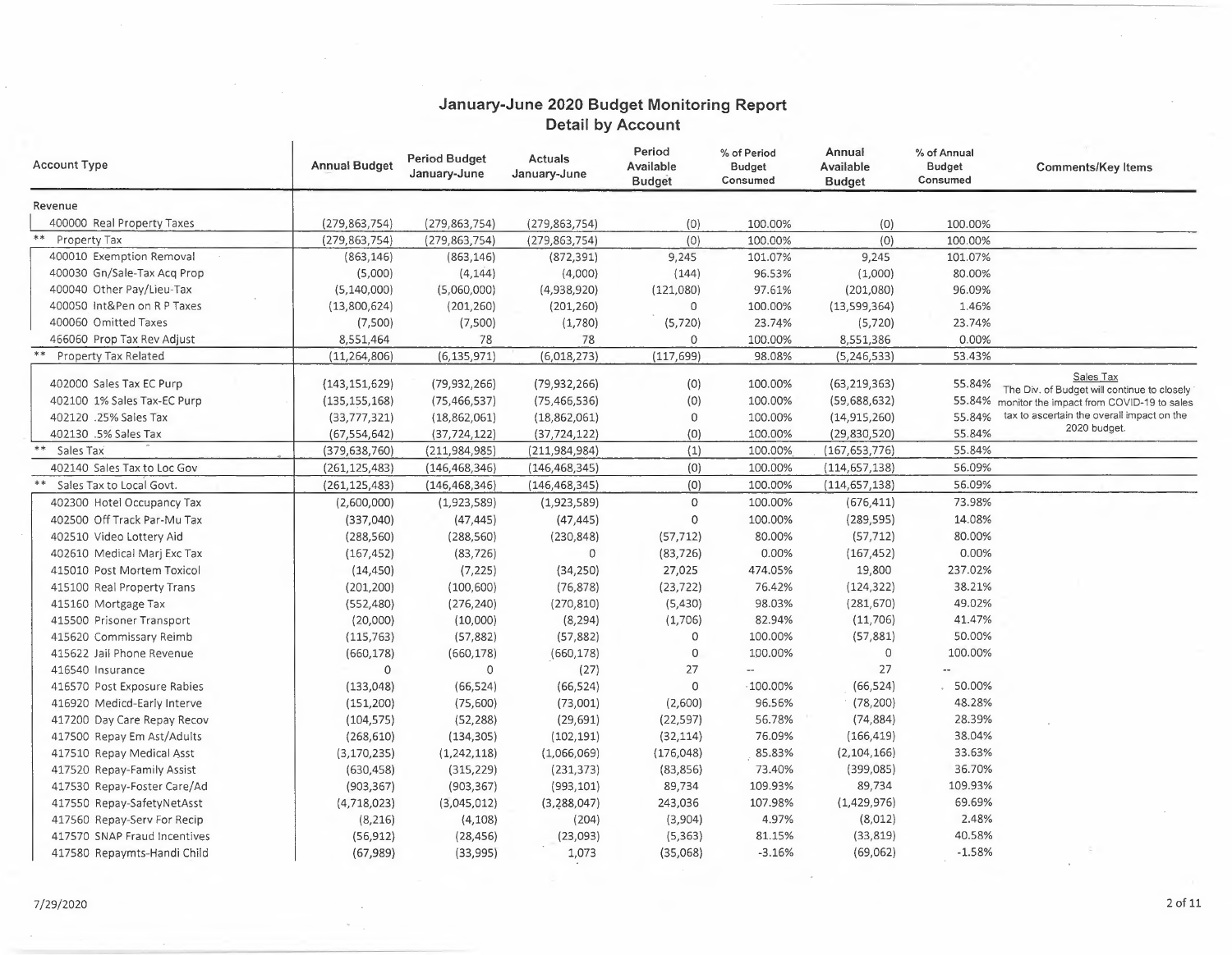## January-June 2020 Budget Monitoring Report
### Detail by Account

| Account Type | Annual Budget | Period Budget January-June | Actuals January-June | Period Available Budget | % of Period Budget Consumed | Annual Available Budget | % of Annual Budget Consumed | Comments/Key Items |
|---|---|---|---|---|---|---|---|---|
| Revenue | | | | | | | | |
| 400000 Real Property Taxes | (279,863,754) | (279,863,754) | (279,863,754) | (0) | 100.00% | (0) | 100.00% | |
| ** Property Tax | (279,863,754) | (279,863,754) | (279,863,754) | (0) | 100.00% | (0) | 100.00% | |
| 400010 Exemption Removal | (863,146) | (863,146) | (872,391) | 9,245 | 101.07% | 9,245 | 101.07% | |
| 400030 Gn/Sale-Tax Acq Prop | (5,000) | (4,144) | (4,000) | (144) | 96.53% | (1,000) | 80.00% | |
| 400040 Other Pay/Lieu-Tax | (5,140,000) | (5,060,000) | (4,938,920) | (121,080) | 97.61% | (201,080) | 96.09% | |
| 400050 Int&Pen on R P Taxes | (13,800,624) | (201,260) | (201,260) | 0 | 100.00% | (13,599,364) | 1.46% | |
| 400060 Omitted Taxes | (7,500) | (7,500) | (1,780) | (5,720) | 23.74% | (5,720) | 23.74% | |
| 466060 Prop Tax Rev Adjust | 8,551,464 | 78 | 78 | 0 | 100.00% | 8,551,386 | 0.00% | |
| ** Property Tax Related | (11,264,806) | (6,135,971) | (6,018,273) | (117,699) | 98.08% | (5,246,533) | 53.43% | |
| 402000 Sales Tax EC Purp | (143,151,629) | (79,932,266) | (79,932,266) | (0) | 100.00% | (63,219,363) | 55.84% | Sales Tax<br>The Div. of Budget will continue to closely monitor the impact from COVID-19 to sales tax to ascertain the overall impact on the 2020 budget. |
| 402100 1% Sales Tax-EC Purp | (135,155,168) | (75,466,537) | (75,466,536) | (0) | 100.00% | (59,688,632) | 55.84% | |
| 402120 .25% Sales Tax | (33,777,321) | (18,862,061) | (18,862,061) | 0 | 100.00% | (14,915,260) | 55.84% | |
| 402130 .5% Sales Tax | (67,554,642) | (37,724,122) | (37,724,122) | (0) | 100.00% | (29,830,520) | 55.84% | |
| ** Sales Tax | (379,638,760) | (211,984,985) | (211,984,984) | (1) | 100.00% | (167,653,776) | 55.84% | |
| 402140 Sales Tax to Loc Gov | (261,125,483) | (146,468,346) | (146,468,345) | (0) | 100.00% | (114,657,138) | 56.09% | |
| ** Sales Tax to Local Govt. | (261,125,483) | (146,468,346) | (146,468,345) | (0) | 100.00% | (114,657,138) | 56.09% | |
| 402300 Hotel Occupancy Tax | (2,600,000) | (1,923,589) | (1,923,589) | 0 | 100.00% | (676,411) | 73.98% | |
| 402500 Off Track Par-Mu Tax | (337,040) | (47,445) | (47,445) | 0 | 100.00% | (289,595) | 14.08% | |
| 402510 Video Lottery Aid | (288,560) | (288,560) | (230,848) | (57,712) | 80.00% | (57,712) | 80.00% | |
| 402610 Medical Marj Exc Tax | (167,452) | (83,726) | 0 | (83,726) | 0.00% | (167,452) | 0.00% | |
| 415010 Post Mortem Toxicol | (14,450) | (7,225) | (34,250) | 27,025 | 474.05% | 19,800 | 237.02% | |
| 415100 Real Property Trans | (201,200) | (100,600) | (76,878) | (23,722) | 76.42% | (124,322) | 38.21% | |
| 415160 Mortgage Tax | (552,480) | (276,240) | (270,810) | (5,430) | 98.03% | (281,670) | 49.02% | |
| 415500 Prisoner Transport | (20,000) | (10,000) | (8,294) | (1,706) | 82.94% | (11,706) | 41.47% | |
| 415620 Commissary Reimb | (115,763) | (57,882) | (57,882) | 0 | 100.00% | (57,881) | 50.00% | |
| 415622 Jail Phone Revenue | (660,178) | (660,178) | (660,178) | 0 | 100.00% | 0 | 100.00% | |
| 416540 Insurance | 0 | 0 | (27) | 27 | -- | 27 | -- | |
| 416570 Post Exposure Rabies | (133,048) | (66,524) | (66,524) | 0 | 100.00% | (66,524) | 50.00% | |
| 416920 Medicd-Early Interve | (151,200) | (75,600) | (73,001) | (2,600) | 96.56% | (78,200) | 48.28% | |
| 417200 Day Care Repay Recov | (104,575) | (52,288) | (29,691) | (22,597) | 56.78% | (74,884) | 28.39% | |
| 417500 Repay Em Ast/Adults | (268,610) | (134,305) | (102,191) | (32,114) | 76.09% | (166,419) | 38.04% | |
| 417510 Repay Medical Asst | (3,170,235) | (1,242,118) | (1,066,069) | (176,048) | 85.83% | (2,104,166) | 33.63% | |
| 417520 Repay-Family Assist | (630,458) | (315,229) | (231,373) | (83,856) | 73.40% | (399,085) | 36.70% | |
| 417530 Repay-Foster Care/Ad | (903,367) | (903,367) | (993,101) | 89,734 | 109.93% | 89,734 | 109.93% | |
| 417550 Repay-SafetyNetAsst | (4,718,023) | (3,045,012) | (3,288,047) | 243,036 | 107.98% | (1,429,976) | 69.69% | |
| 417560 Repay-Serv For Recip | (8,216) | (4,108) | (204) | (3,904) | 4.97% | (8,012) | 2.48% | |
| 417570 SNAP Fraud Incentives | (56,912) | (28,456) | (23,093) | (5,363) | 81.15% | (33,819) | 40.58% | |
| 417580 Repaymts-Handi Child | (67,989) | (33,995) | 1,073 | (35,068) | -3.16% | (69,062) | -1.58% | |

7/29/2020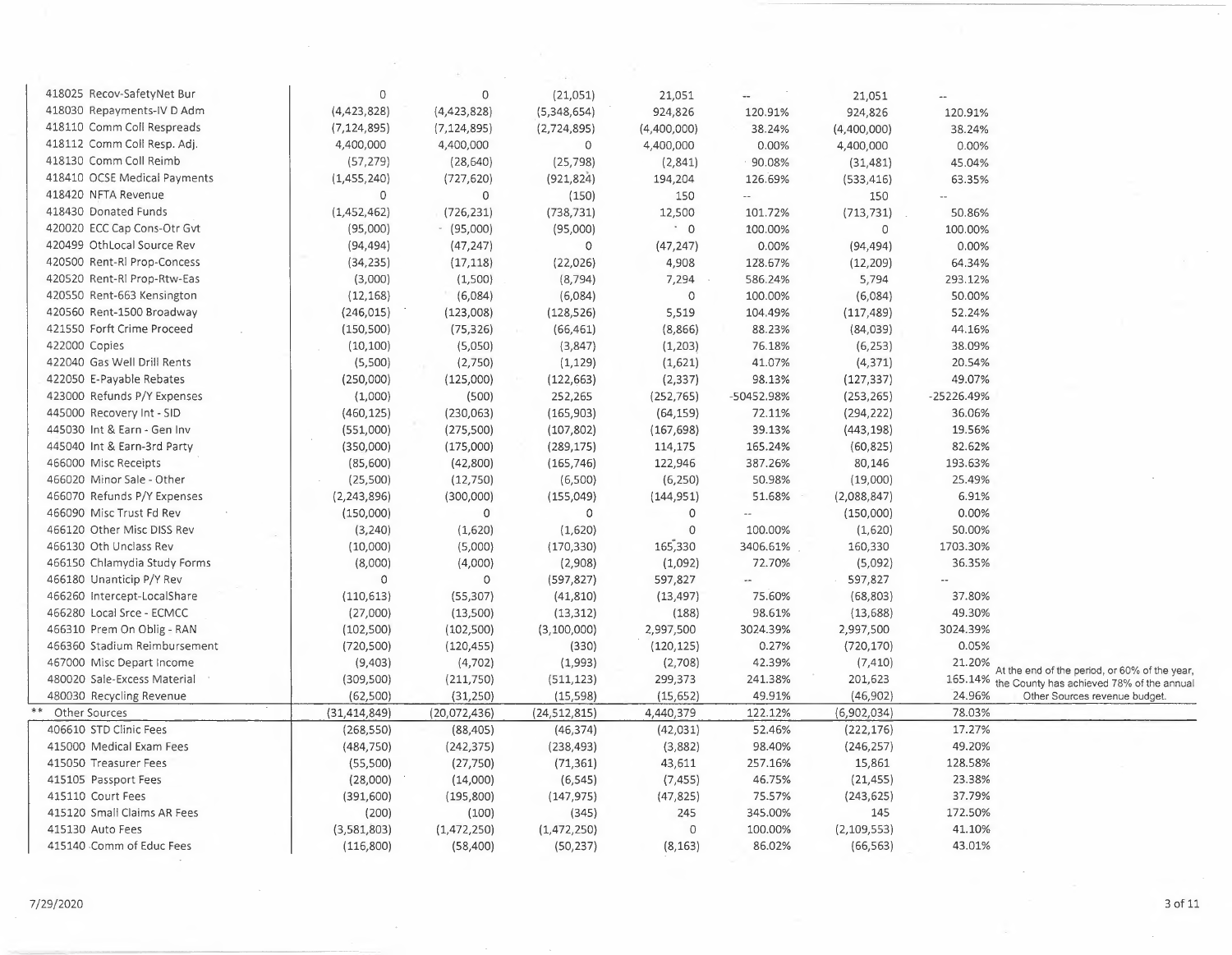| | | | | | | | |
|---|---|---|---|---|---|---|---|
| 418025 Recov-SafetyNet Bur | 0 | 0 | (21,051) | 21,051 | -- | 21,051 | -- |
| 418030 Repayments-IV D Adm | (4,423,828) | (4,423,828) | (5,348,654) | 924,826 | 120.91% | 924,826 | 120.91% |
| 418110 Comm Coll Respreads | (7,124,895) | (7,124,895) | (2,724,895) | (4,400,000) | 38.24% | (4,400,000) | 38.24% |
| 418112 Comm Coll Resp. Adj. | 4,400,000 | 4,400,000 | 0 | 4,400,000 | 0.00% | 4,400,000 | 0.00% |
| 418130 Comm Coll Reimb | (57,279) | (28,640) | (25,798) | (2,841) | 90.08% | (31,481) | 45.04% |
| 418410 OCSE Medical Payments | (1,455,240) | (727,620) | (921,824) | 194,204 | 126.69% | (533,416) | 63.35% |
| 418420 NFTA Revenue | 0 | 0 | (150) | 150 | -- | 150 | -- |
| 418430 Donated Funds | (1,452,462) | (726,231) | (738,731) | 12,500 | 101.72% | (713,731) | 50.86% |
| 420020 ECC Cap Cons-Otr Gvt | (95,000) | (95,000) | (95,000) | 0 | 100.00% | 0 | 100.00% |
| 420499 OthLocal Source Rev | (94,494) | (47,247) | 0 | (47,247) | 0.00% | (94,494) | 0.00% |
| 420500 Rent-Rl Prop-Concess | (34,235) | (17,118) | (22,026) | 4,908 | 128.67% | (12,209) | 64.34% |
| 420520 Rent-Rl Prop-Rtw-Eas | (3,000) | (1,500) | (8,794) | 7,294 | 586.24% | 5,794 | 293.12% |
| 420550 Rent-663 Kensington | (12,168) | (6,084) | (6,084) | 0 | 100.00% | (6,084) | 50.00% |
| 420560 Rent-1500 Broadway | (246,015) | (123,008) | (128,526) | 5,519 | 104.49% | (117,489) | 52.24% |
| 421550 Forft Crime Proceed | (150,500) | (75,326) | (66,461) | (8,866) | 88.23% | (84,039) | 44.16% |
| 422000 Copies | (10,100) | (5,050) | (3,847) | (1,203) | 76.18% | (6,253) | 38.09% |
| 422040 Gas Well Drill Rents | (5,500) | (2,750) | (1,129) | (1,621) | 41.07% | (4,371) | 20.54% |
| 422050 E-Payable Rebates | (250,000) | (125,000) | (122,663) | (2,337) | 98.13% | (127,337) | 49.07% |
| 423000 Refunds P/Y Expenses | (1,000) | (500) | 252,265 | (252,765) | -50452.98% | (253,265) | -25226.49% |
| 445000 Recovery Int - SID | (460,125) | (230,063) | (165,903) | (64,159) | 72.11% | (294,222) | 36.06% |
| 445030 Int & Earn - Gen Inv | (551,000) | (275,500) | (107,802) | (167,698) | 39.13% | (443,198) | 19.56% |
| 445040 Int & Earn-3rd Party | (350,000) | (175,000) | (289,175) | 114,175 | 165.24% | (60,825) | 82.62% |
| 466000 Misc Receipts | (85,600) | (42,800) | (165,746) | 122,946 | 387.26% | 80,146 | 193.63% |
| 466020 Minor Sale - Other | (25,500) | (12,750) | (6,500) | (6,250) | 50.98% | (19,000) | 25.49% |
| 466070 Refunds P/Y Expenses | (2,243,896) | (300,000) | (155,049) | (144,951) | 51.68% | (2,088,847) | 6.91% |
| 466090 Misc Trust Fd Rev | (150,000) | 0 | 0 | 0 | -- | (150,000) | 0.00% |
| 466120 Other Misc DISS Rev | (3,240) | (1,620) | (1,620) | 0 | 100.00% | (1,620) | 50.00% |
| 466130 Oth Unclass Rev | (10,000) | (5,000) | (170,330) | 165,330 | 3406.61% | 160,330 | 1703.30% |
| 466150 Chlamydia Study Forms | (8,000) | (4,000) | (2,908) | (1,092) | 72.70% | (5,092) | 36.35% |
| 466180 Unanticip P/Y Rev | 0 | 0 | (597,827) | 597,827 | -- | 597,827 | -- |
| 466260 Intercept-LocalShare | (110,613) | (55,307) | (41,810) | (13,497) | 75.60% | (68,803) | 37.80% |
| 466280 Local Srce - ECMCC | (27,000) | (13,500) | (13,312) | (188) | 98.61% | (13,688) | 49.30% |
| 466310 Prem On Oblig - RAN | (102,500) | (102,500) | (3,100,000) | 2,997,500 | 3024.39% | 2,997,500 | 3024.39% |
| 466360 Stadium Reimbursement | (720,500) | (120,455) | (330) | (120,125) | 0.27% | (720,170) | 0.05% |
| 467000 Misc Depart Income | (9,403) | (4,702) | (1,993) | (2,708) | 42.39% | (7,410) | 21.20% |
| 480020 Sale-Excess Material | (309,500) | (211,750) | (511,123) | 299,373 | 241.38% | 201,623 | 165.14% |
| 480030 Recycling Revenue | (62,500) | (31,250) | (15,598) | (15,652) | 49.91% | (46,902) | 24.96% |
| ** Other Sources | (31,414,849) | (20,072,436) | (24,512,815) | 4,440,379 | 122.12% | (6,902,034) | 78.03% |
| 406610 STD Clinic Fees | (268,550) | (88,405) | (46,374) | (42,031) | 52.46% | (222,176) | 17.27% |
| 415000 Medical Exam Fees | (484,750) | (242,375) | (238,493) | (3,882) | 98.40% | (246,257) | 49.20% |
| 415050 Treasurer Fees | (55,500) | (27,750) | (71,361) | 43,611 | 257.16% | 15,861 | 128.58% |
| 415105 Passport Fees | (28,000) | (14,000) | (6,545) | (7,455) | 46.75% | (21,455) | 23.38% |
| 415110 Court Fees | (391,600) | (195,800) | (147,975) | (47,825) | 75.57% | (243,625) | 37.79% |
| 415120 Small Claims AR Fees | (200) | (100) | (345) | 245 | 345.00% | 145 | 172.50% |
| 415130 Auto Fees | (3,581,803) | (1,472,250) | (1,472,250) | 0 | 100.00% | (2,109,553) | 41.10% |
| 415140 Comm of Educ Fees | (116,800) | (58,400) | (50,237) | (8,163) | 86.02% | (66,563) | 43.01% |

At the end of the period, or 60% of the year, the County has achieved 78% of the annual Other Sources revenue budget.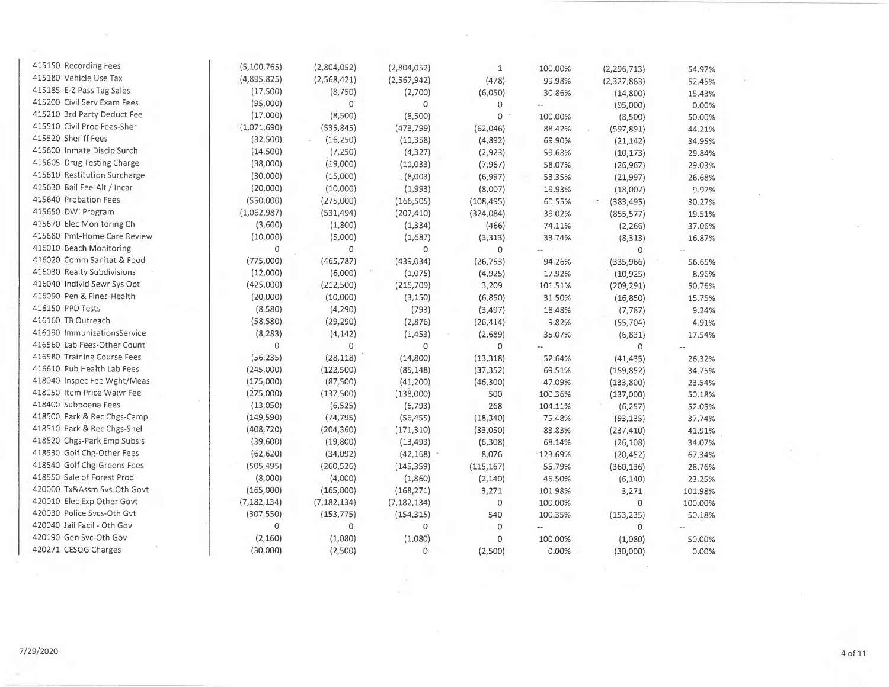| Account | | | | | | | |
|---|---|---|---|---|---|---|---|
| 415150 Recording Fees | (5,100,765) | (2,804,052) | (2,804,052) | 1 | 100.00% | (2,296,713) | 54.97% |
| 415180 Vehicle Use Tax | (4,895,825) | (2,568,421) | (2,567,942) | (478) | 99.98% | (2,327,883) | 52.45% |
| 415185 E-Z Pass Tag Sales | (17,500) | (8,750) | (2,700) | (6,050) | 30.86% | (14,800) | 15.43% |
| 415200 Civil Serv Exam Fees | (95,000) | 0 | 0 | 0 | -- | (95,000) | 0.00% |
| 415210 3rd Party Deduct Fee | (17,000) | (8,500) | (8,500) | 0 | 100.00% | (8,500) | 50.00% |
| 415510 Civil Proc Fees-Sher | (1,071,690) | (535,845) | (473,799) | (62,046) | 88.42% | (597,891) | 44.21% |
| 415520 Sheriff Fees | (32,500) | (16,250) | (11,358) | (4,892) | 69.90% | (21,142) | 34.95% |
| 415600 Inmate Discip Surch | (14,500) | (7,250) | (4,327) | (2,923) | 59.68% | (10,173) | 29.84% |
| 415605 Drug Testing Charge | (38,000) | (19,000) | (11,033) | (7,967) | 58.07% | (26,967) | 29.03% |
| 415610 Restitution Surcharge | (30,000) | (15,000) | (8,003) | (6,997) | 53.35% | (21,997) | 26.68% |
| 415630 Bail Fee-Alt / Incar | (20,000) | (10,000) | (1,993) | (8,007) | 19.93% | (18,007) | 9.97% |
| 415640 Probation Fees | (550,000) | (275,000) | (166,505) | (108,495) | 60.55% | (383,495) | 30.27% |
| 415650 DWI Program | (1,062,987) | (531,494) | (207,410) | (324,084) | 39.02% | (855,577) | 19.51% |
| 415670 Elec Monitoring Ch | (3,600) | (1,800) | (1,334) | (466) | 74.11% | (2,266) | 37.06% |
| 415680 Pmt-Home Care Review | (10,000) | (5,000) | (1,687) | (3,313) | 33.74% | (8,313) | 16.87% |
| 416010 Beach Monitoring | 0 | 0 | 0 | 0 | -- | 0 | -- |
| 416020 Comm Sanitat & Food | (775,000) | (465,787) | (439,034) | (26,753) | 94.26% | (335,966) | 56.65% |
| 416030 Realty Subdivisions | (12,000) | (6,000) | (1,075) | (4,925) | 17.92% | (10,925) | 8.96% |
| 416040 Individ Sewr Sys Opt | (425,000) | (212,500) | (215,709) | 3,209 | 101.51% | (209,291) | 50.76% |
| 416090 Pen & Fines-Health | (20,000) | (10,000) | (3,150) | (6,850) | 31.50% | (16,850) | 15.75% |
| 416150 PPD Tests | (8,580) | (4,290) | (793) | (3,497) | 18.48% | (7,787) | 9.24% |
| 416160 TB Outreach | (58,580) | (29,290) | (2,876) | (26,414) | 9.82% | (55,704) | 4.91% |
| 416190 ImmunizationsService | (8,283) | (4,142) | (1,453) | (2,689) | 35.07% | (6,831) | 17.54% |
| 416560 Lab Fees-Other Count | 0 | 0 | 0 | 0 | -- | 0 | -- |
| 416580 Training Course Fees | (56,235) | (28,118) | (14,800) | (13,318) | 52.64% | (41,435) | 26.32% |
| 416610 Pub Health Lab Fees | (245,000) | (122,500) | (85,148) | (37,352) | 69.51% | (159,852) | 34.75% |
| 418040 Inspec Fee Wght/Meas | (175,000) | (87,500) | (41,200) | (46,300) | 47.09% | (133,800) | 23.54% |
| 418050 Item Price Waivr Fee | (275,000) | (137,500) | (138,000) | 500 | 100.36% | (137,000) | 50.18% |
| 418400 Subpoena Fees | (13,050) | (6,525) | (6,793) | 268 | 104.11% | (6,257) | 52.05% |
| 418500 Park & Rec Chgs-Camp | (149,590) | (74,795) | (56,455) | (18,340) | 75.48% | (93,135) | 37.74% |
| 418510 Park & Rec Chgs-Shel | (408,720) | (204,360) | (171,310) | (33,050) | 83.83% | (237,410) | 41.91% |
| 418520 Chgs-Park Emp Subsis | (39,600) | (19,800) | (13,493) | (6,308) | 68.14% | (26,108) | 34.07% |
| 418530 Golf Chg-Other Fees | (62,620) | (34,092) | (42,168) | 8,076 | 123.69% | (20,452) | 67.34% |
| 418540 Golf Chg-Greens Fees | (505,495) | (260,526) | (145,359) | (115,167) | 55.79% | (360,136) | 28.76% |
| 418550 Sale of Forest Prod | (8,000) | (4,000) | (1,860) | (2,140) | 46.50% | (6,140) | 23.25% |
| 420000 Tx&Assm Svs-Oth Govt | (165,000) | (165,000) | (168,271) | 3,271 | 101.98% | 3,271 | 101.98% |
| 420010 Elec Exp Other Govt | (7,182,134) | (7,182,134) | (7,182,134) | 0 | 100.00% | 0 | 100.00% |
| 420030 Police Svcs-Oth Gvt | (307,550) | (153,775) | (154,315) | 540 | 100.35% | (153,235) | 50.18% |
| 420040 Jail Facil - Oth Gov | 0 | 0 | 0 | 0 | -- | 0 | -- |
| 420190 Gen Svc-Oth Gov | (2,160) | (1,080) | (1,080) | 0 | 100.00% | (1,080) | 50.00% |
| 420271 CESQG Charges | (30,000) | (2,500) | 0 | (2,500) | 0.00% | (30,000) | 0.00% |

7/29/2020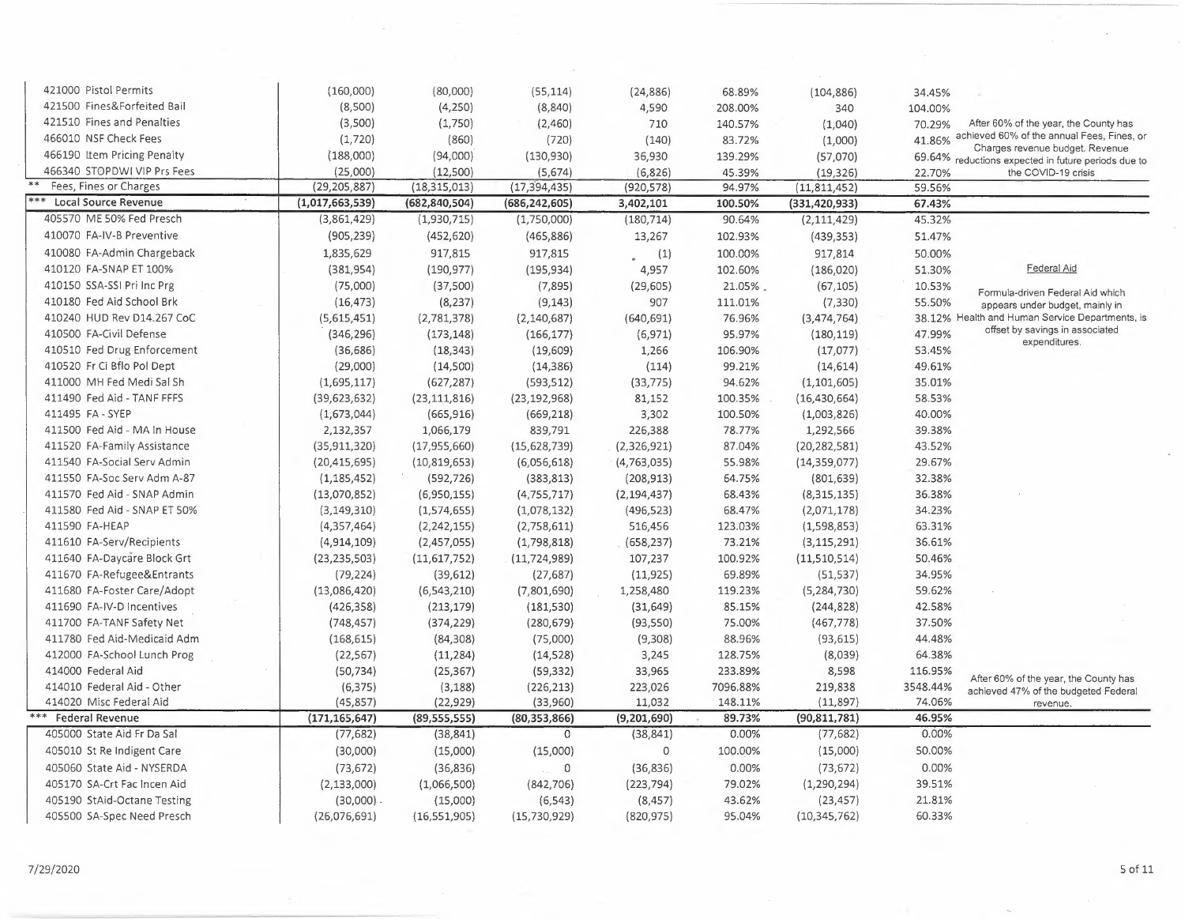| Account | | | | | | | | Notes |
|---|---|---|---|---|---|---|---|---|
| 421000 Pistol Permits | (160,000) | (80,000) | (55,114) | (24,886) | 68.89% | (104,886) | 34.45% | |
| 421500 Fines&Forfeited Bail | (8,500) | (4,250) | (8,840) | 4,590 | 208.00% | 340 | 104.00% | |
| 421510 Fines and Penalties | (3,500) | (1,750) | (2,460) | 710 | 140.57% | (1,040) | 70.29% | After 60% of the year, the County has achieved 60% of the annual Fees, Fines, or Charges revenue budget. Revenue reductions expected in future periods due to the COVID-19 crisis |
| 466010 NSF Check Fees | (1,720) | (860) | (720) | (140) | 83.72% | (1,000) | 41.86% | |
| 466190 Item Pricing Penalty | (188,000) | (94,000) | (130,930) | 36,930 | 139.29% | (57,070) | 69.64% | |
| 466340 STOPDWI VIP Prs Fees | (25,000) | (12,500) | (5,674) | (6,826) | 45.39% | (19,326) | 22.70% | |
| ** Fees, Fines or Charges | (29,205,887) | (18,315,013) | (17,394,435) | (920,578) | 94.97% | (11,811,452) | 59.56% | |
| *** Local Source Revenue | (1,017,663,539) | (682,840,504) | (686,242,605) | 3,402,101 | 100.50% | (331,420,933) | 67.43% | |
| 405570 ME 50% Fed Presch | (3,861,429) | (1,930,715) | (1,750,000) | (180,714) | 90.64% | (2,111,429) | 45.32% | |
| 410070 FA-IV-B Preventive | (905,239) | (452,620) | (465,886) | 13,267 | 102.93% | (439,353) | 51.47% | |
| 410080 FA-Admin Chargeback | 1,835,629 | 917,815 | 917,815 | (1) | 100.00% | 917,814 | 50.00% | |
| 410120 FA-SNAP ET 100% | (381,954) | (190,977) | (195,934) | 4,957 | 102.60% | (186,020) | 51.30% | Federal Aid |
| 410150 SSA-SSI Pri Inc Prg | (75,000) | (37,500) | (7,895) | (29,605) | 21.05% | (67,105) | 10.53% | Formula-driven Federal Aid which appears under budget, mainly in Health and Human Service Departments, is offset by savings in associated expenditures. |
| 410180 Fed Aid School Brk | (16,473) | (8,237) | (9,143) | 907 | 111.01% | (7,330) | 55.50% | |
| 410240 HUD Rev D14.267 CoC | (5,615,451) | (2,781,378) | (2,140,687) | (640,691) | 76.96% | (3,474,764) | 38.12% | |
| 410500 FA-Civil Defense | (346,296) | (173,148) | (166,177) | (6,971) | 95.97% | (180,119) | 47.99% | |
| 410510 Fed Drug Enforcement | (36,686) | (18,343) | (19,609) | 1,266 | 106.90% | (17,077) | 53.45% | |
| 410520 Fr Ci Bflo Pol Dept | (29,000) | (14,500) | (14,386) | (114) | 99.21% | (14,614) | 49.61% | |
| 411000 MH Fed Medi Sal Sh | (1,695,117) | (627,287) | (593,512) | (33,775) | 94.62% | (1,101,605) | 35.01% | |
| 411490 Fed Aid - TANF FFFS | (39,623,632) | (23,111,816) | (23,192,968) | 81,152 | 100.35% | (16,430,664) | 58.53% | |
| 411495 FA - SYEP | (1,673,044) | (665,916) | (669,218) | 3,302 | 100.50% | (1,003,826) | 40.00% | |
| 411500 Fed Aid - MA In House | 2,132,357 | 1,066,179 | 839,791 | 226,388 | 78.77% | 1,292,566 | 39.38% | |
| 411520 FA-Family Assistance | (35,911,320) | (17,955,660) | (15,628,739) | (2,326,921) | 87.04% | (20,282,581) | 43.52% | |
| 411540 FA-Social Serv Admin | (20,415,695) | (10,819,653) | (6,056,618) | (4,763,035) | 55.98% | (14,359,077) | 29.67% | |
| 411550 FA-Soc Serv Adm A-87 | (1,185,452) | (592,726) | (383,813) | (208,913) | 64.75% | (801,639) | 32.38% | |
| 411570 Fed Aid - SNAP Admin | (13,070,852) | (6,950,155) | (4,755,717) | (2,194,437) | 68.43% | (8,315,135) | 36.38% | |
| 411580 Fed Aid - SNAP ET 50% | (3,149,310) | (1,574,655) | (1,078,132) | (496,523) | 68.47% | (2,071,178) | 34.23% | |
| 411590 FA-HEAP | (4,357,464) | (2,242,155) | (2,758,611) | 516,456 | 123.03% | (1,598,853) | 63.31% | |
| 411610 FA-Serv/Recipients | (4,914,109) | (2,457,055) | (1,798,818) | (658,237) | 73.21% | (3,115,291) | 36.61% | |
| 411640 FA-Daycare Block Grt | (23,235,503) | (11,617,752) | (11,724,989) | 107,237 | 100.92% | (11,510,514) | 50.46% | |
| 411670 FA-Refugee&Entrants | (79,224) | (39,612) | (27,687) | (11,925) | 69.89% | (51,537) | 34.95% | |
| 411680 FA-Foster Care/Adopt | (13,086,420) | (6,543,210) | (7,801,690) | 1,258,480 | 119.23% | (5,284,730) | 59.62% | |
| 411690 FA-IV-D Incentives | (426,358) | (213,179) | (181,530) | (31,649) | 85.15% | (244,828) | 42.58% | |
| 411700 FA-TANF Safety Net | (748,457) | (374,229) | (280,679) | (93,550) | 75.00% | (467,778) | 37.50% | |
| 411780 Fed Aid-Medicaid Adm | (168,615) | (84,308) | (75,000) | (9,308) | 88.96% | (93,615) | 44.48% | |
| 412000 FA-School Lunch Prog | (22,567) | (11,284) | (14,528) | 3,245 | 128.75% | (8,039) | 64.38% | |
| 414000 Federal Aid | (50,734) | (25,367) | (59,332) | 33,965 | 233.89% | 8,598 | 116.95% | After 60% of the year, the County has achieved 47% of the budgeted Federal revenue. |
| 414010 Federal Aid - Other | (6,375) | (3,188) | (226,213) | 223,026 | 7096.88% | 219,838 | 3548.44% | |
| 414020 Misc Federal Aid | (45,857) | (22,929) | (33,960) | 11,032 | 148.11% | (11,897) | 74.06% | |
| *** Federal Revenue | (171,165,647) | (89,555,555) | (80,353,866) | (9,201,690) | 89.73% | (90,811,781) | 46.95% | |
| 405000 State Aid Fr Da Sal | (77,682) | (38,841) | 0 | (38,841) | 0.00% | (77,682) | 0.00% | |
| 405010 St Re Indigent Care | (30,000) | (15,000) | (15,000) | 0 | 100.00% | (15,000) | 50.00% | |
| 405060 State Aid - NYSERDA | (73,672) | (36,836) | 0 | (36,836) | 0.00% | (73,672) | 0.00% | |
| 405170 SA-Crt Fac Incen Aid | (2,133,000) | (1,066,500) | (842,706) | (223,794) | 79.02% | (1,290,294) | 39.51% | |
| 405190 StAid-Octane Testing | (30,000) | (15,000) | (6,543) | (8,457) | 43.62% | (23,457) | 21.81% | |
| 405500 SA-Spec Need Presch | (26,076,691) | (16,551,905) | (15,730,929) | (820,975) | 95.04% | (10,345,762) | 60.33% | |

7/29/2020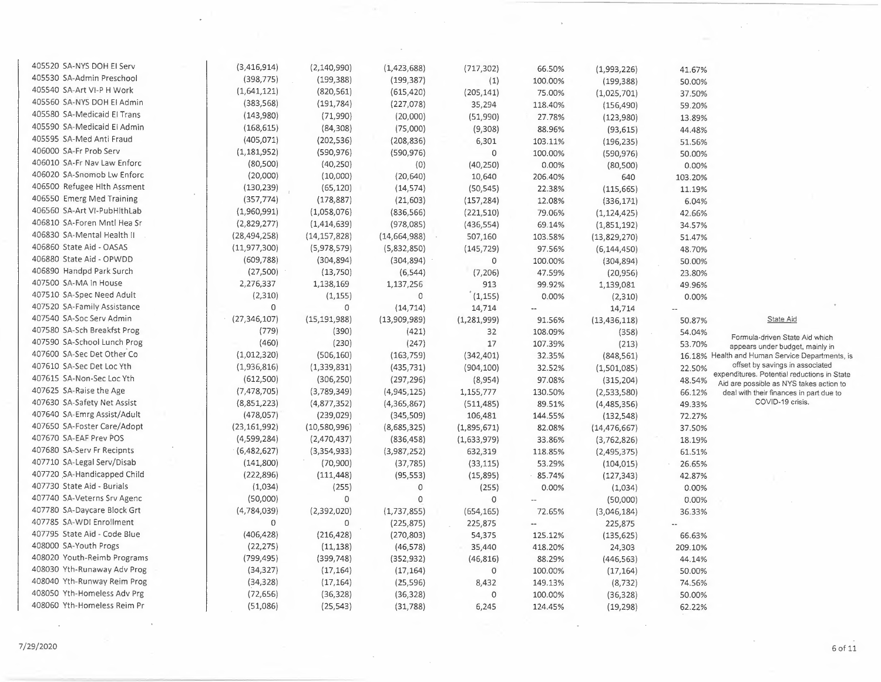| | | | | | | | |
|---|---|---|---|---|---|---|---|
| 405520 SA-NYS DOH EI Serv | (3,416,914) | (2,140,990) | (1,423,688) | (717,302) | 66.50% | (1,993,226) | 41.67% |
| 405530 SA-Admin Preschool | (398,775) | (199,388) | (199,387) | (1) | 100.00% | (199,388) | 50.00% |
| 405540 SA-Art VI-P H Work | (1,641,121) | (820,561) | (615,420) | (205,141) | 75.00% | (1,025,701) | 37.50% |
| 405560 SA-NYS DOH EI Admin | (383,568) | (191,784) | (227,078) | 35,294 | 118.40% | (156,490) | 59.20% |
| 405580 SA-Medicaid EI Trans | (143,980) | (71,990) | (20,000) | (51,990) | 27.78% | (123,980) | 13.89% |
| 405590 SA-Medicaid EI Admin | (168,615) | (84,308) | (75,000) | (9,308) | 88.96% | (93,615) | 44.48% |
| 405595 SA-Med Anti Fraud | (405,071) | (202,536) | (208,836) | 6,301 | 103.11% | (196,235) | 51.56% |
| 406000 SA-Fr Prob Serv | (1,181,952) | (590,976) | (590,976) | 0 | 100.00% | (590,976) | 50.00% |
| 406010 SA-Fr Nav Law Enforc | (80,500) | (40,250) | (0) | (40,250) | 0.00% | (80,500) | 0.00% |
| 406020 SA-Snomob Lw Enforc | (20,000) | (10,000) | (20,640) | 10,640 | 206.40% | 640 | 103.20% |
| 406500 Refugee Hlth Assment | (130,239) | (65,120) | (14,574) | (50,545) | 22.38% | (115,665) | 11.19% |
| 406550 Emerg Med Training | (357,774) | (178,887) | (21,603) | (157,284) | 12.08% | (336,171) | 6.04% |
| 406560 SA-Art VI-PubHlthLab | (1,960,991) | (1,058,076) | (836,566) | (221,510) | 79.06% | (1,124,425) | 42.66% |
| 406810 SA-Foren Mntl Hea Sr | (2,829,277) | (1,414,639) | (978,085) | (436,554) | 69.14% | (1,851,192) | 34.57% |
| 406830 SA-Mental Health II | (28,494,258) | (14,157,828) | (14,664,988) | 507,160 | 103.58% | (13,829,270) | 51.47% |
| 406860 State Aid - OASAS | (11,977,300) | (5,978,579) | (5,832,850) | (145,729) | 97.56% | (6,144,450) | 48.70% |
| 406880 State Aid - OPWDD | (609,788) | (304,894) | (304,894) | 0 | 100.00% | (304,894) | 50.00% |
| 406890 Handpd Park Surch | (27,500) | (13,750) | (6,544) | (7,206) | 47.59% | (20,956) | 23.80% |
| 407500 SA-MA In House | 2,276,337 | 1,138,169 | 1,137,256 | 913 | 99.92% | 1,139,081 | 49.96% |
| 407510 SA-Spec Need Adult | (2,310) | (1,155) | 0 | (1,155) | 0.00% | (2,310) | 0.00% |
| 407520 SA-Family Assistance | 0 | 0 | (14,714) | 14,714 | -- | 14,714 | -- |
| 407540 SA-Soc Serv Admin | (27,346,107) | (15,191,988) | (13,909,989) | (1,281,999) | 91.56% | (13,436,118) | 50.87% |
| 407580 SA-Sch Breakfst Prog | (779) | (390) | (421) | 32 | 108.09% | (358) | 54.04% |
| 407590 SA-School Lunch Prog | (460) | (230) | (247) | 17 | 107.39% | (213) | 53.70% |
| 407600 SA-Sec Det Other Co | (1,012,320) | (506,160) | (163,759) | (342,401) | 32.35% | (848,561) | 16.18% |
| 407610 SA-Sec Det Loc Yth | (1,936,816) | (1,339,831) | (435,731) | (904,100) | 32.52% | (1,501,085) | 22.50% |
| 407615 SA-Non-Sec Loc Yth | (612,500) | (306,250) | (297,296) | (8,954) | 97.08% | (315,204) | 48.54% |
| 407625 SA-Raise the Age | (7,478,705) | (3,789,349) | (4,945,125) | 1,155,777 | 130.50% | (2,533,580) | 66.12% |
| 407630 SA-Safety Net Assist | (8,851,223) | (4,877,352) | (4,365,867) | (511,485) | 89.51% | (4,485,356) | 49.33% |
| 407640 SA-Emrg Assist/Adult | (478,057) | (239,029) | (345,509) | 106,481 | 144.55% | (132,548) | 72.27% |
| 407650 SA-Foster Care/Adopt | (23,161,992) | (10,580,996) | (8,685,325) | (1,895,671) | 82.08% | (14,476,667) | 37.50% |
| 407670 SA-EAF Prev POS | (4,599,284) | (2,470,437) | (836,458) | (1,633,979) | 33.86% | (3,762,826) | 18.19% |
| 407680 SA-Serv Fr Recipnts | (6,482,627) | (3,354,933) | (3,987,252) | 632,319 | 118.85% | (2,495,375) | 61.51% |
| 407710 SA-Legal Serv/Disab | (141,800) | (70,900) | (37,785) | (33,115) | 53.29% | (104,015) | 26.65% |
| 407720 SA-Handicapped Child | (222,896) | (111,448) | (95,553) | (15,895) | 85.74% | (127,343) | 42.87% |
| 407730 State Aid - Burials | (1,034) | (255) | 0 | (255) | 0.00% | (1,034) | 0.00% |
| 407740 SA-Veterns Srv Agenc | (50,000) | 0 | 0 | 0 | -- | (50,000) | 0.00% |
| 407780 SA-Daycare Block Grt | (4,784,039) | (2,392,020) | (1,737,855) | (654,165) | 72.65% | (3,046,184) | 36.33% |
| 407785 SA-WDI Enrollment | 0 | 0 | (225,875) | 225,875 | -- | 225,875 | -- |
| 407795 State Aid - Code Blue | (406,428) | (216,428) | (270,803) | 54,375 | 125.12% | (135,625) | 66.63% |
| 408000 SA-Youth Progs | (22,275) | (11,138) | (46,578) | 35,440 | 418.20% | 24,303 | 209.10% |
| 408020 Youth-Reimb Programs | (799,495) | (399,748) | (352,932) | (46,816) | 88.29% | (446,563) | 44.14% |
| 408030 Yth-Runaway Adv Prog | (34,327) | (17,164) | (17,164) | 0 | 100.00% | (17,164) | 50.00% |
| 408040 Yth-Runway Reim Prog | (34,328) | (17,164) | (25,596) | 8,432 | 149.13% | (8,732) | 74.56% |
| 408050 Yth-Homeless Adv Prg | (72,656) | (36,328) | (36,328) | 0 | 100.00% | (36,328) | 50.00% |
| 408060 Yth-Homeless Reim Pr | (51,086) | (25,543) | (31,788) | 6,245 | 124.45% | (19,298) | 62.22% |

State Aid

Formula-driven State Aid which appears under budget, mainly in Health and Human Service Departments, is offset by savings in associated expenditures. Potential reductions in State Aid are possible as NYS takes action to deal with their finances in part due to COVID-19 crisis.

7/29/2020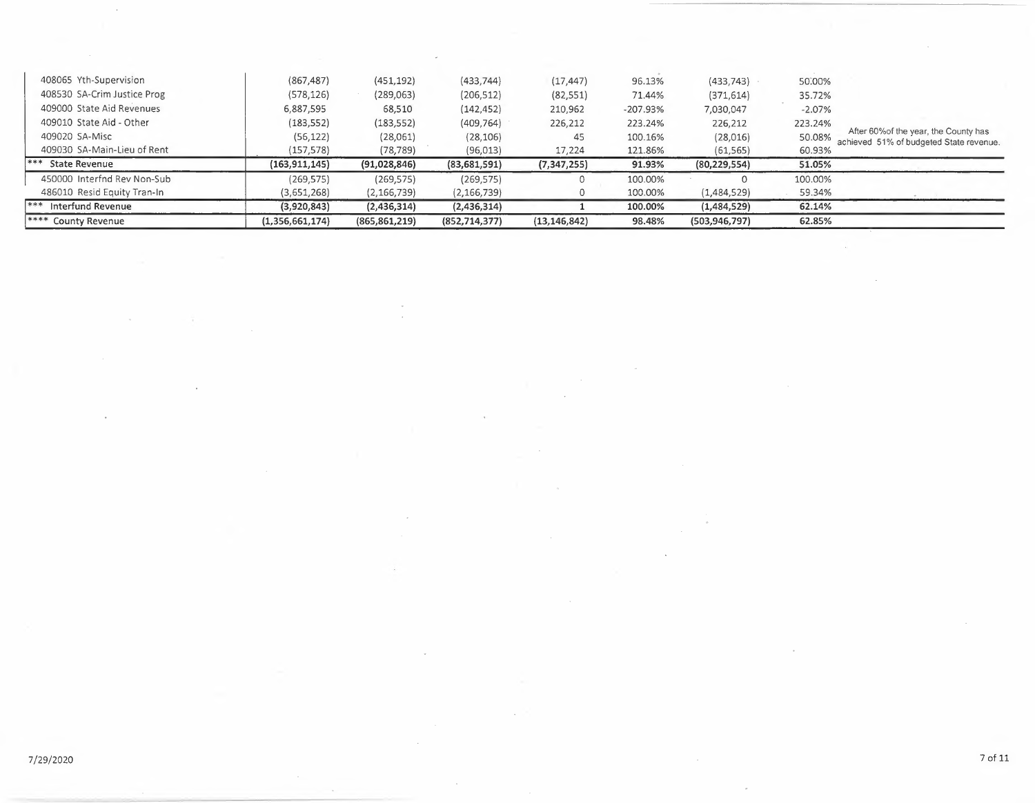| | | | | | | | | |
|---|---|---|---|---|---|---|---|---|
| 408065 Yth-Supervision | (867,487) | (451,192) | (433,744) | (17,447) | 96.13% | (433,743) | 50.00% | |
| 408530 SA-Crim Justice Prog | (578,126) | (289,063) | (206,512) | (82,551) | 71.44% | (371,614) | 35.72% | |
| 409000 State Aid Revenues | 6,887,595 | 68,510 | (142,452) | 210,962 | -207.93% | 7,030,047 | -2.07% | |
| 409010 State Aid - Other | (183,552) | (183,552) | (409,764) | 226,212 | 223.24% | 226,212 | 223.24% | |
| 409020 SA-Misc | (56,122) | (28,061) | (28,106) | 45 | 100.16% | (28,016) | 50.08% | After 60%of the year, the County has achieved 51% of budgeted State revenue. |
| 409030 SA-Main-Lieu of Rent | (157,578) | (78,789) | (96,013) | 17,224 | 121.86% | (61,565) | 60.93% | |
| **\*\*\* State Revenue** | **(163,911,145)** | **(91,028,846)** | **(83,681,591)** | **(7,347,255)** | **91.93%** | **(80,229,554)** | **51.05%** | |
| 450000 Interfnd Rev Non-Sub | (269,575) | (269,575) | (269,575) | 0 | 100.00% | 0 | 100.00% | |
| 486010 Resid Equity Tran-In | (3,651,268) | (2,166,739) | (2,166,739) | 0 | 100.00% | (1,484,529) | 59.34% | |
| **\*\*\* Interfund Revenue** | **(3,920,843)** | **(2,436,314)** | **(2,436,314)** | **1** | **100.00%** | **(1,484,529)** | **62.14%** | |
| **\*\*\*\* County Revenue** | **(1,356,661,174)** | **(865,861,219)** | **(852,714,377)** | **(13,146,842)** | **98.48%** | **(503,946,797)** | **62.85%** | |

7/29/2020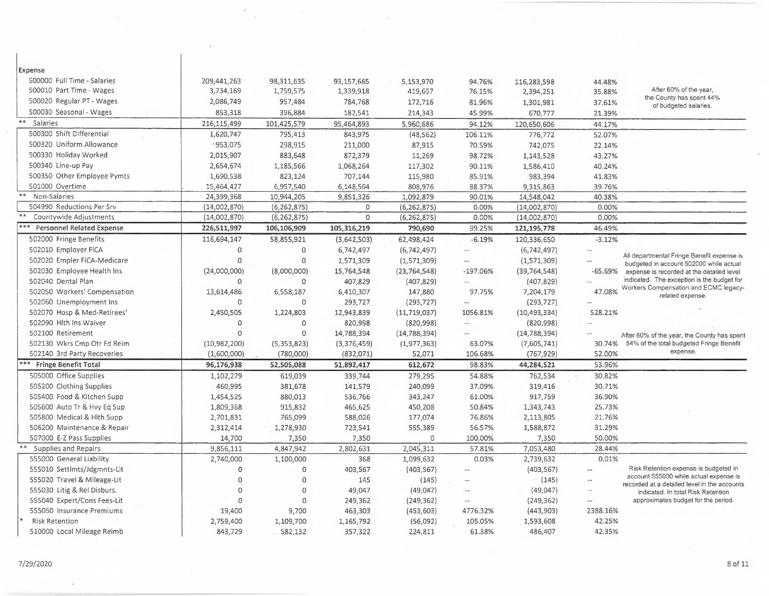| Expense | | | | | | | | |
|---|---|---|---|---|---|---|---|---|
| 500000 Full Time - Salaries | 209,441,263 | 98,311,635 | 93,157,665 | 5,153,970 | 94.76% | 116,283,598 | 44.48% | After 60% of the year, the County has spent 44% of budgeted salaries. |
| 500010 Part Time - Wages | 3,734,169 | 1,759,575 | 1,339,918 | 419,657 | 76.15% | 2,394,251 | 35.88% | |
| 500020 Regular PT - Wages | 2,086,749 | 957,484 | 784,768 | 172,716 | 81.96% | 1,301,981 | 37.61% | |
| 500030 Seasonal - Wages | 853,318 | 396,884 | 182,541 | 214,343 | 45.99% | 670,777 | 21.39% | |
| ** Salaries | 216,115,499 | 101,425,579 | 95,464,893 | 5,960,686 | 94.12% | 120,650,606 | 44.17% | |
| 500300 Shift Differential | 1,620,747 | 795,413 | 843,975 | (48,562) | 106.11% | 776,772 | 52.07% | |
| 500320 Uniform Allowance | 953,075 | 298,915 | 211,000 | 87,915 | 70.59% | 742,075 | 22.14% | |
| 500330 Holiday Worked | 2,015,907 | 883,648 | 872,379 | 11,269 | 98.72% | 1,143,528 | 43.27% | |
| 500340 Line-up Pay | 2,654,674 | 1,185,566 | 1,068,264 | 117,302 | 90.11% | 1,586,410 | 40.24% | |
| 500350 Other Employee Pymts | 1,690,538 | 823,124 | 707,144 | 115,980 | 85.91% | 983,394 | 41.83% | |
| 501000 Overtime | 15,464,427 | 6,957,540 | 6,148,564 | 808,976 | 88.37% | 9,315,863 | 39.76% | |
| ** Non-Salaries | 24,399,368 | 10,944,205 | 9,851,326 | 1,092,879 | 90.01% | 14,548,042 | 40.38% | |
| 504990 Reductions Per Srv | (14,002,870) | (6,262,875) | 0 | (6,262,875) | 0.00% | (14,002,870) | 0.00% | |
| ** Countywide Adjustments | (14,002,870) | (6,262,875) | 0 | (6,262,875) | 0.00% | (14,002,870) | 0.00% | |
| *** Personnel Related Expense | 226,511,997 | 106,106,909 | 105,316,219 | 790,690 | 99.25% | 121,195,778 | 46.49% | |
| 502000 Fringe Benefits | 116,694,147 | 58,855,921 | (3,642,503) | 62,498,424 | -6.19% | 120,336,650 | -3.12% | All departmental Fringe Benefit expense is budgeted in account 502000 while actual expense is recorded at the detailed level indicated. The exception is the budget for Workers Compensation and ECMC legacy-related expense. |
| 502010 Employer FICA | 0 | 0 | 6,742,497 | (6,742,497) | -- | (6,742,497) | -- | |
| 502020 Empler FICA-Medicare | 0 | 0 | 1,571,309 | (1,571,309) | -- | (1,571,309) | -- | |
| 502030 Employee Health Ins | (24,000,000) | (8,000,000) | 15,764,548 | (23,764,548) | -197.06% | (39,764,548) | -65.69% | |
| 502040 Dental Plan | 0 | 0 | 407,829 | (407,829) | -- | (407,829) | -- | |
| 502050 Workers' Compensation | 13,614,486 | 6,558,187 | 6,410,307 | 147,880 | 97.75% | 7,204,179 | 47.08% | |
| 502060 Unemployment Ins | 0 | 0 | 293,727 | (293,727) | -- | (293,727) | -- | |
| 502070 Hosp & Med-Retirees' | 2,450,505 | 1,224,803 | 12,943,839 | (11,719,037) | 1056.81% | (10,493,334) | 528.21% | |
| 502090 Hlth Ins Waiver | 0 | 0 | 820,998 | (820,998) | -- | (820,998) | -- | |
| 502100 Retirement | 0 | 0 | 14,788,394 | (14,788,394) | -- | (14,788,394) | -- | After 60% of the year, the County has spent 54% of the total budgeted Fringe Benefit expense. |
| 502130 Wkrs Cmp Otr Fd Reim | (10,982,200) | (5,353,823) | (3,376,459) | (1,977,363) | 63.07% | (7,605,741) | 30.74% | |
| 502140 3rd Party Recoveries | (1,600,000) | (780,000) | (832,071) | 52,071 | 106.68% | (767,929) | 52.00% | |
| *** Fringe Benefit Total | 96,176,938 | 52,505,088 | 51,892,417 | 612,672 | 98.83% | 44,284,521 | 53.96% | |
| 505000 Office Supplies | 1,102,279 | 619,039 | 339,744 | 279,295 | 54.88% | 762,534 | 30.82% | |
| 505200 Clothing Supplies | 460,995 | 381,678 | 141,579 | 240,099 | 37.09% | 319,416 | 30.71% | |
| 505400 Food & Kitchen Supp | 1,454,525 | 880,013 | 536,766 | 343,247 | 61.00% | 917,759 | 36.90% | |
| 505600 Auto Tr & Hvy Eq Sup | 1,809,368 | 915,832 | 465,625 | 450,208 | 50.84% | 1,343,743 | 25.73% | |
| 505800 Medical & Hlth Supp | 2,701,831 | 765,099 | 588,026 | 177,074 | 76.86% | 2,113,805 | 21.76% | |
| 506200 Maintenance & Repair | 2,312,414 | 1,278,930 | 723,541 | 555,389 | 56.57% | 1,588,872 | 31.29% | |
| 507000 E-Z Pass Supplies | 14,700 | 7,350 | 7,350 | 0 | 100.00% | 7,350 | 50.00% | |
| ** Supplies and Repairs | 9,856,111 | 4,847,942 | 2,802,631 | 2,045,311 | 57.81% | 7,053,480 | 28.44% | |
| 555000 General Liability | 2,740,000 | 1,100,000 | 368 | 1,099,632 | 0.03% | 2,739,632 | 0.01% | Risk Retention expense is budgeted in account 555000 while actual expense is recorded at a detailed level in the accounts indicated. In total Risk Retention approximates budget for the period. |
| 555010 Settlmts/Jdgmnts-Lit | 0 | 0 | 403,567 | (403,567) | -- | (403,567) | -- | |
| 555020 Travel & Mileage-Lit | 0 | 0 | 145 | (145) | -- | (145) | -- | |
| 555030 Litig & Rel Disburs. | 0 | 0 | 49,047 | (49,047) | -- | (49,047) | -- | |
| 555040 Expert/Cons Fees-Lit | 0 | 0 | 249,362 | (249,362) | -- | (249,362) | -- | |
| 555050 Insurance Premiums | 19,400 | 9,700 | 463,303 | (453,603) | 4776.32% | (443,903) | 2388.16% | |
| * Risk Retention | 2,759,400 | 1,109,700 | 1,165,792 | (56,092) | 105.05% | 1,593,608 | 42.25% | |
| 510000 Local Mileage Reimb | 843,729 | 582,132 | 357,322 | 224,811 | 61.38% | 486,407 | 42.35% | |

7/29/2020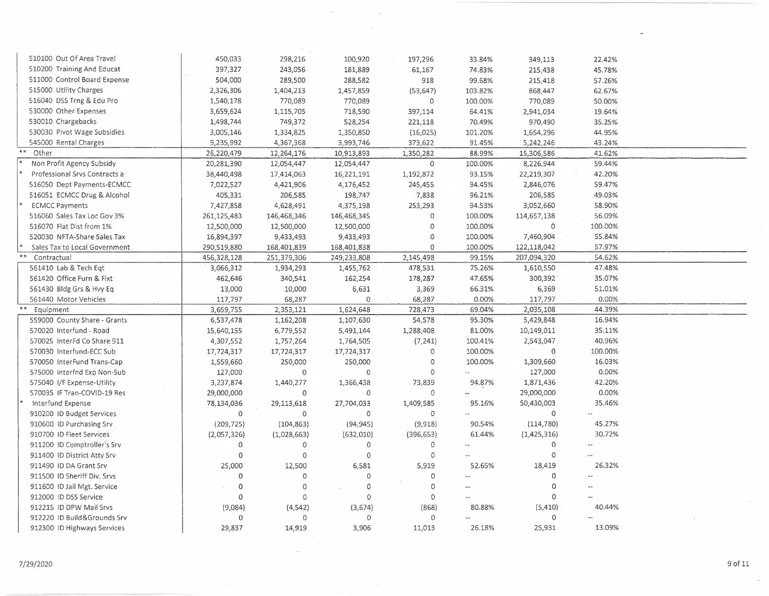| | | | | | | | |
|---|---|---|---|---|---|---|---|
| 510100 Out Of Area Travel | 450,033 | 298,216 | 100,920 | 197,296 | 33.84% | 349,113 | 22.42% |
| 510200 Training And Educat | 397,327 | 243,056 | 181,889 | 61,167 | 74.83% | 215,438 | 45.78% |
| 511000 Control Board Expense | 504,000 | 289,500 | 288,582 | 918 | 99.68% | 215,418 | 57.26% |
| 515000 Utility Charges | 2,326,306 | 1,404,213 | 1,457,859 | (53,647) | 103.82% | 868,447 | 62.67% |
| 516040 DSS Trng & Edu Pro | 1,540,178 | 770,089 | 770,089 | 0 | 100.00% | 770,089 | 50.00% |
| 530000 Other Expenses | 3,659,624 | 1,115,705 | 718,590 | 397,114 | 64.41% | 2,941,034 | 19.64% |
| 530010 Chargebacks | 1,498,744 | 749,372 | 528,254 | 221,118 | 70.49% | 970,490 | 35.25% |
| 530030 Pivot Wage Subsidies | 3,005,146 | 1,334,825 | 1,350,850 | (16,025) | 101.20% | 1,654,296 | 44.95% |
| 545000 Rental Charges | 9,235,992 | 4,367,368 | 3,993,746 | 373,622 | 91.45% | 5,242,246 | 43.24% |
| ** Other | 26,220,479 | 12,264,176 | 10,913,893 | 1,350,282 | 88.99% | 15,306,586 | 41.62% |
| * Non Profit Agency Subsidy | 20,281,390 | 12,054,447 | 12,054,447 | 0 | 100.00% | 8,226,944 | 59.44% |
| * Professional Srvs Contracts a | 38,440,498 | 17,414,063 | 16,221,191 | 1,192,872 | 93.15% | 22,219,307 | 42.20% |
| 516050 Dept Payments-ECMCC | 7,022,527 | 4,421,906 | 4,176,452 | 245,455 | 94.45% | 2,846,076 | 59.47% |
| 516051 ECMCC Drug & Alcohol | 405,331 | 206,585 | 198,747 | 7,838 | 96.21% | 206,585 | 49.03% |
| * ECMCC Payments | 7,427,858 | 4,628,491 | 4,375,198 | 253,293 | 94.53% | 3,052,660 | 58.90% |
| 516060 Sales Tax Loc Gov 3% | 261,125,483 | 146,468,346 | 146,468,345 | 0 | 100.00% | 114,657,138 | 56.09% |
| 516070 Flat Dist from 1% | 12,500,000 | 12,500,000 | 12,500,000 | 0 | 100.00% | 0 | 100.00% |
| 520030 NFTA-Share Sales Tax | 16,894,397 | 9,433,493 | 9,433,493 | 0 | 100.00% | 7,460,904 | 55.84% |
| * Sales Tax to Local Government | 290,519,880 | 168,401,839 | 168,401,838 | 0 | 100.00% | 122,118,042 | 57.97% |
| ** Contractual | 456,328,128 | 251,379,306 | 249,233,808 | 2,145,498 | 99.15% | 207,094,320 | 54.62% |
| 561410 Lab & Tech Eqt | 3,066,312 | 1,934,293 | 1,455,762 | 478,531 | 75.26% | 1,610,550 | 47.48% |
| 561420 Office Furn & Fixt | 462,646 | 340,541 | 162,254 | 178,287 | 47.65% | 300,392 | 35.07% |
| 561430 Bldg Grs & Hvy Eq | 13,000 | 10,000 | 6,631 | 3,369 | 66.31% | 6,369 | 51.01% |
| 561440 Motor Vehicles | 117,797 | 68,287 | 0 | 68,287 | 0.00% | 117,797 | 0.00% |
| ** Equipment | 3,659,755 | 2,353,121 | 1,624,648 | 728,473 | 69.04% | 2,035,108 | 44.39% |
| 559000 County Share - Grants | 6,537,478 | 1,162,208 | 1,107,630 | 54,578 | 95.30% | 5,429,848 | 16.94% |
| 570020 Interfund - Road | 15,640,155 | 6,779,552 | 5,491,144 | 1,288,408 | 81.00% | 10,149,011 | 35.11% |
| 570025 InterFd Co Share 911 | 4,307,552 | 1,757,264 | 1,764,505 | (7,241) | 100.41% | 2,543,047 | 40.96% |
| 570030 Interfund-ECC Sub | 17,724,317 | 17,724,317 | 17,724,317 | 0 | 100.00% | 0 | 100.00% |
| 570050 InterFund Trans-Cap | 1,559,660 | 250,000 | 250,000 | 0 | 100.00% | 1,309,660 | 16.03% |
| 575000 Interfnd Exp Non-Sub | 127,000 | 0 | 0 | 0 | -- | 127,000 | 0.00% |
| 575040 I/F Expense-Utility | 3,237,874 | 1,440,277 | 1,366,438 | 73,839 | 94.87% | 1,871,436 | 42.20% |
| 570035 IF Tran-COVID-19 Res | 29,000,000 | 0 | 0 | 0 | -- | 29,000,000 | 0.00% |
| * Interfund Expense | 78,134,036 | 29,113,618 | 27,704,033 | 1,409,585 | 95.16% | 50,430,003 | 35.46% |
| 910200 ID Budget Services | 0 | 0 | 0 | 0 | -- | 0 | -- |
| 910600 ID Purchasing Srv | (209,725) | (104,863) | (94,945) | (9,918) | 90.54% | (114,780) | 45.27% |
| 910700 ID Fleet Services | (2,057,326) | (1,028,663) | (632,010) | (396,653) | 61.44% | (1,425,316) | 30.72% |
| 911200 ID Comptroller's Srv | 0 | 0 | 0 | 0 | -- | 0 | -- |
| 911400 ID District Atty Srv | 0 | 0 | 0 | 0 | -- | 0 | -- |
| 911490 ID DA Grant Srv | 25,000 | 12,500 | 6,581 | 5,919 | 52.65% | 18,419 | 26.32% |
| 911500 ID Sheriff Div. Srvs | 0 | 0 | 0 | 0 | -- | 0 | -- |
| 911600 ID Jail Mgt. Service | 0 | 0 | 0 | 0 | -- | 0 | -- |
| 912000 ID DSS Service | 0 | 0 | 0 | 0 | -- | 0 | -- |
| 912215 ID DPW Mail Srvs | (9,084) | (4,542) | (3,674) | (868) | 80.88% | (5,410) | 40.44% |
| 912220 ID Build&Grounds Srv | 0 | 0 | 0 | 0 | -- | 0 | -- |
| 912300 ID Highways Services | 29,837 | 14,919 | 3,906 | 11,013 | 26.18% | 25,931 | 13.09% |

7/29/2020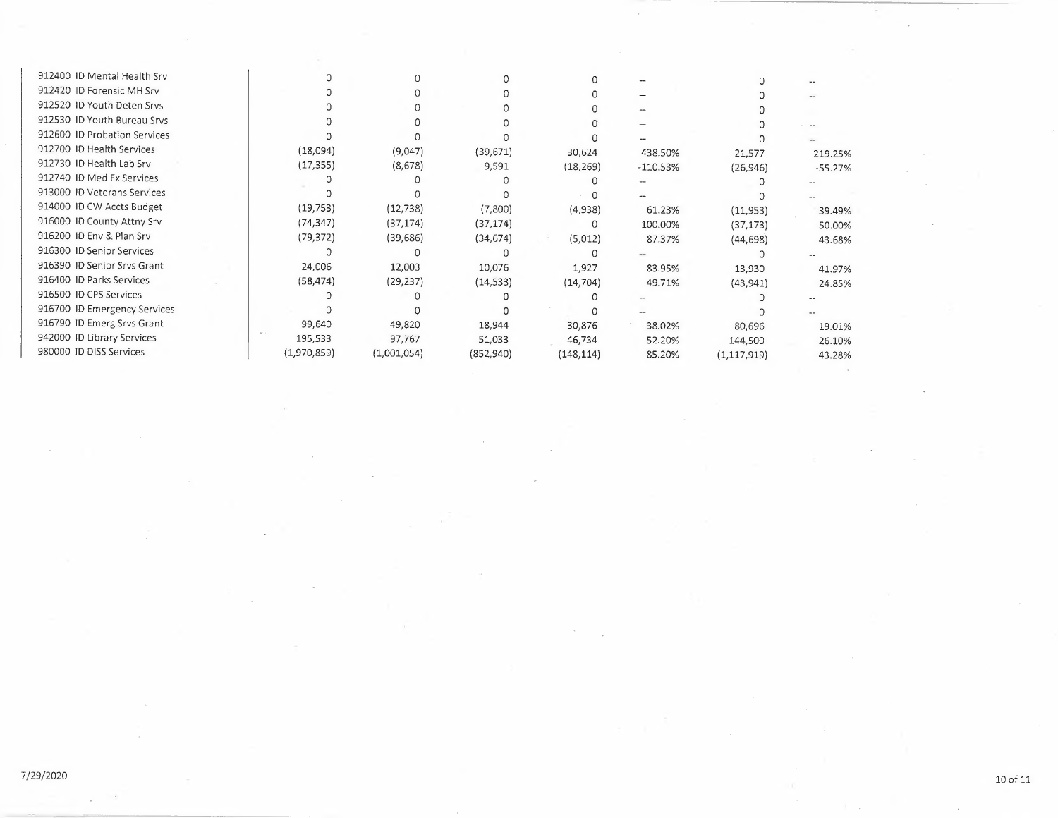| | | | | | | | |
|---|---|---|---|---|---|---|---|
| 912400 ID Mental Health Srv | 0 | 0 | 0 | 0 | -- | 0 | -- |
| 912420 ID Forensic MH Srv | 0 | 0 | 0 | 0 | -- | 0 | -- |
| 912520 ID Youth Deten Srvs | 0 | 0 | 0 | 0 | -- | 0 | -- |
| 912530 ID Youth Bureau Srvs | 0 | 0 | 0 | 0 | -- | 0 | -- |
| 912600 ID Probation Services | 0 | 0 | 0 | 0 | -- | 0 | -- |
| 912700 ID Health Services | (18,094) | (9,047) | (39,671) | 30,624 | 438.50% | 21,577 | 219.25% |
| 912730 ID Health Lab Srv | (17,355) | (8,678) | 9,591 | (18,269) | -110.53% | (26,946) | -55.27% |
| 912740 ID Med Ex Services | 0 | 0 | 0 | 0 | -- | 0 | -- |
| 913000 ID Veterans Services | 0 | 0 | 0 | 0 | -- | 0 | -- |
| 914000 ID CW Accts Budget | (19,753) | (12,738) | (7,800) | (4,938) | 61.23% | (11,953) | 39.49% |
| 916000 ID County Attny Srv | (74,347) | (37,174) | (37,174) | 0 | 100.00% | (37,173) | 50.00% |
| 916200 ID Env & Plan Srv | (79,372) | (39,686) | (34,674) | (5,012) | 87.37% | (44,698) | 43.68% |
| 916300 ID Senior Services | 0 | 0 | 0 | 0 | -- | 0 | -- |
| 916390 ID Senior Srvs Grant | 24,006 | 12,003 | 10,076 | 1,927 | 83.95% | 13,930 | 41.97% |
| 916400 ID Parks Services | (58,474) | (29,237) | (14,533) | (14,704) | 49.71% | (43,941) | 24.85% |
| 916500 ID CPS Services | 0 | 0 | 0 | 0 | -- | 0 | -- |
| 916700 ID Emergency Services | 0 | 0 | 0 | 0 | -- | 0 | -- |
| 916790 ID Emerg Srvs Grant | 99,640 | 49,820 | 18,944 | 30,876 | 38.02% | 80,696 | 19.01% |
| 942000 ID Library Services | 195,533 | 97,767 | 51,033 | 46,734 | 52.20% | 144,500 | 26.10% |
| 980000 ID DISS Services | (1,970,859) | (1,001,054) | (852,940) | (148,114) | 85.20% | (1,117,919) | 43.28% |

7/29/2020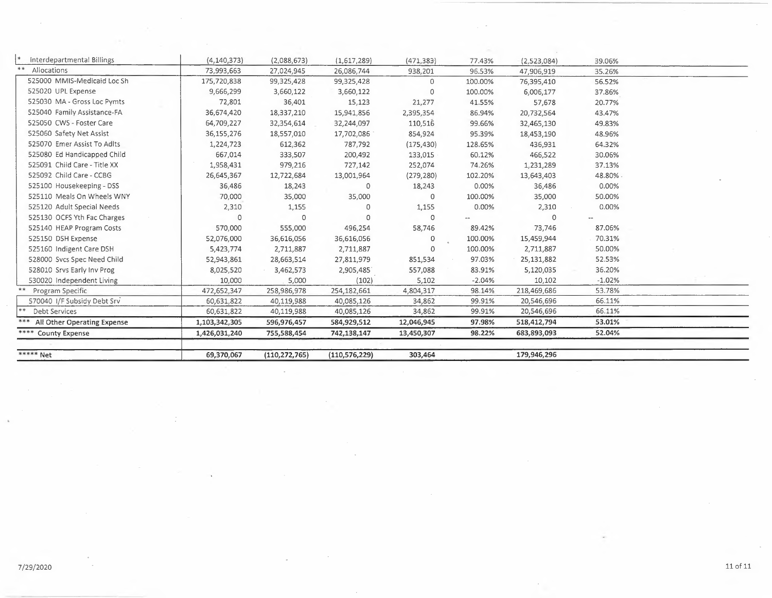| | | | | | | | |
|---|---|---|---|---|---|---|---|
| * Interdepartmental Billings | (4,140,373) | (2,088,673) | (1,617,289) | (471,383) | 77.43% | (2,523,084) | 39.06% |
| ** Allocations | 73,993,663 | 27,024,945 | 26,086,744 | 938,201 | 96.53% | 47,906,919 | 35.26% |
| 525000 MMIS-Medicaid Loc Sh | 175,720,838 | 99,325,428 | 99,325,428 | 0 | 100.00% | 76,395,410 | 56.52% |
| 525020 UPL Expense | 9,666,299 | 3,660,122 | 3,660,122 | 0 | 100.00% | 6,006,177 | 37.86% |
| 525030 MA - Gross Loc Pymts | 72,801 | 36,401 | 15,123 | 21,277 | 41.55% | 57,678 | 20.77% |
| 525040 Family Assistance-FA | 36,674,420 | 18,337,210 | 15,941,856 | 2,395,354 | 86.94% | 20,732,564 | 43.47% |
| 525050 CWS - Foster Care | 64,709,227 | 32,354,614 | 32,244,097 | 110,516 | 99.66% | 32,465,130 | 49.83% |
| 525060 Safety Net Assist | 36,155,276 | 18,557,010 | 17,702,086 | 854,924 | 95.39% | 18,453,190 | 48.96% |
| 525070 Emer Assist To Adlts | 1,224,723 | 612,362 | 787,792 | (175,430) | 128.65% | 436,931 | 64.32% |
| 525080 Ed Handicapped Child | 667,014 | 333,507 | 200,492 | 133,015 | 60.12% | 466,522 | 30.06% |
| 525091 Child Care - Title XX | 1,958,431 | 979,216 | 727,142 | 252,074 | 74.26% | 1,231,289 | 37.13% |
| 525092 Child Care - CCBG | 26,645,367 | 12,722,684 | 13,001,964 | (279,280) | 102.20% | 13,643,403 | 48.80% |
| 525100 Housekeeping - DSS | 36,486 | 18,243 | 0 | 18,243 | 0.00% | 36,486 | 0.00% |
| 525110 Meals On Wheels WNY | 70,000 | 35,000 | 35,000 | 0 | 100.00% | 35,000 | 50.00% |
| 525120 Adult Special Needs | 2,310 | 1,155 | 0 | 1,155 | 0.00% | 2,310 | 0.00% |
| 525130 OCFS Yth Fac Charges | 0 | 0 | 0 | 0 | -- | 0 | -- |
| 525140 HEAP Program Costs | 570,000 | 555,000 | 496,254 | 58,746 | 89.42% | 73,746 | 87.06% |
| 525150 DSH Expense | 52,076,000 | 36,616,056 | 36,616,056 | 0 | 100.00% | 15,459,944 | 70.31% |
| 525160 Indigent Care DSH | 5,423,774 | 2,711,887 | 2,711,887 | 0 | 100.00% | 2,711,887 | 50.00% |
| 528000 Svcs Spec Need Child | 52,943,861 | 28,663,514 | 27,811,979 | 851,534 | 97.03% | 25,131,882 | 52.53% |
| 528010 Srvs Early Inv Prog | 8,025,520 | 3,462,573 | 2,905,485 | 557,088 | 83.91% | 5,120,035 | 36.20% |
| 530020 Independent Living | 10,000 | 5,000 | (102) | 5,102 | -2.04% | 10,102 | -1.02% |
| ** Program Specific | 472,652,347 | 258,986,978 | 254,182,661 | 4,804,317 | 98.14% | 218,469,686 | 53.78% |
| 570040 I/F Subsidy Debt Srv | 60,631,822 | 40,119,988 | 40,085,126 | 34,862 | 99.91% | 20,546,696 | 66.11% |
| ** Debt Services | 60,631,822 | 40,119,988 | 40,085,126 | 34,862 | 99.91% | 20,546,696 | 66.11% |
| *** All Other Operating Expense | 1,103,342,305 | 596,976,457 | 584,929,512 | 12,046,945 | 97.98% | 518,412,794 | 53.01% |
| **** County Expense | 1,426,031,240 | 755,588,454 | 742,138,147 | 13,450,307 | 98.22% | 683,893,093 | 52.04% |
| ***** Net | 69,370,067 | (110,272,765) | (110,576,229) | 303,464 | | 179,946,296 | |

7/29/2020